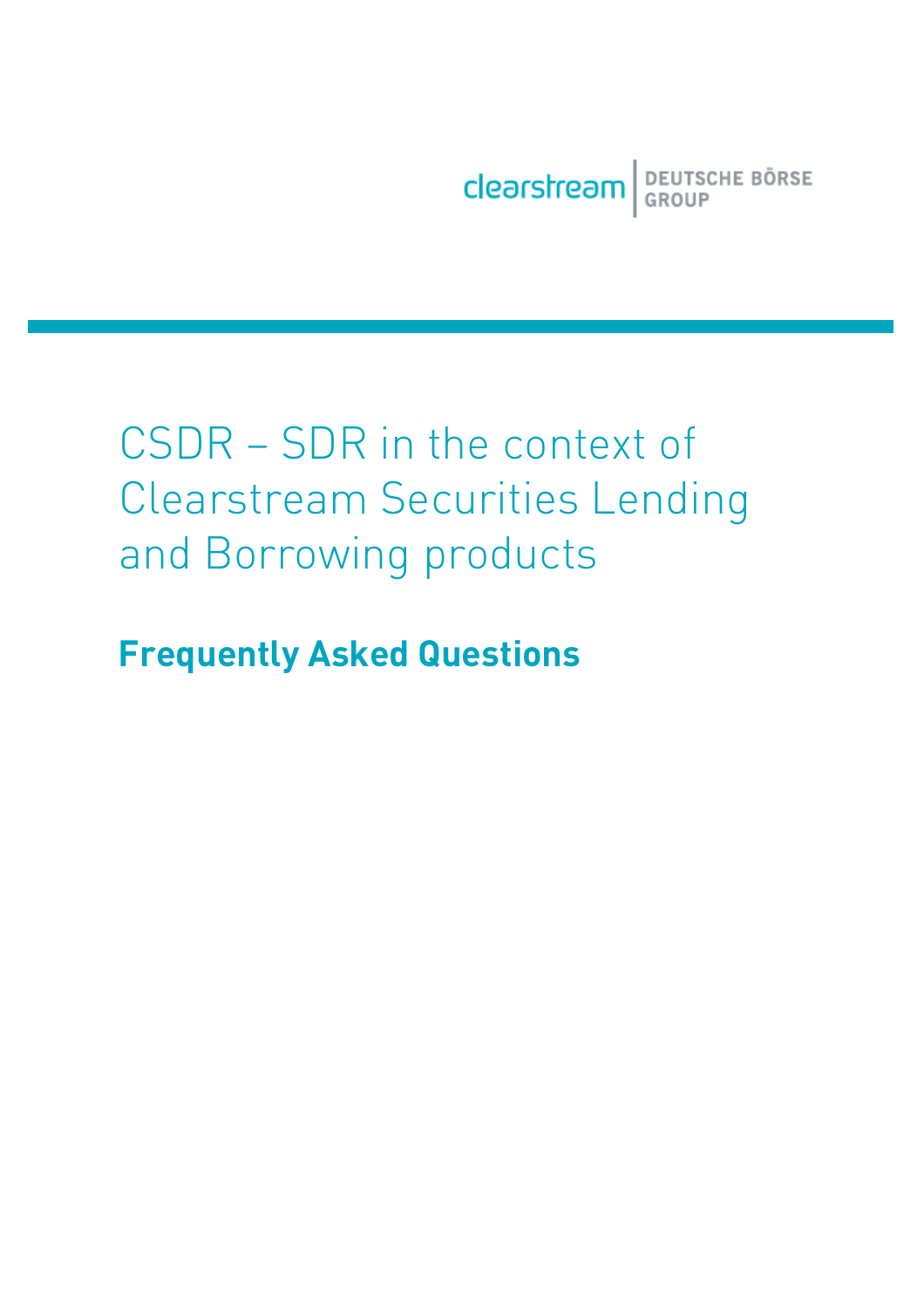clearstream | DEUTSCHE BÖRSE GROUP

# CSDR – SDR in the context of Clearstream Securities Lending and Borrowing products

## Frequently Asked Questions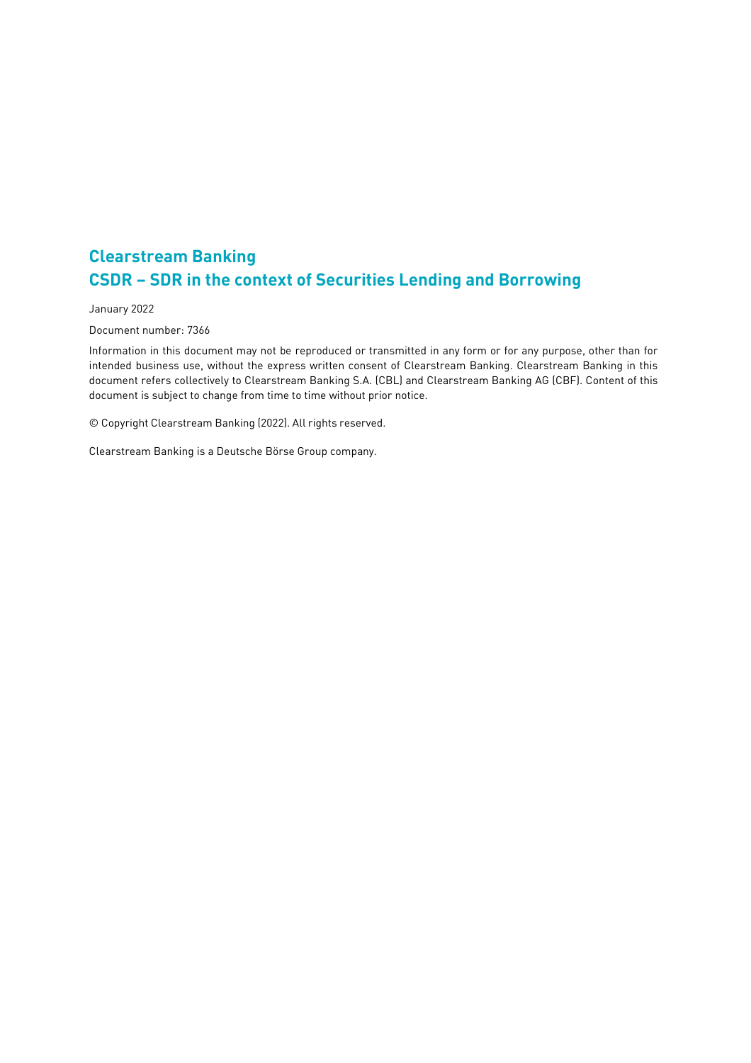# Clearstream Banking
# CSDR – SDR in the context of Securities Lending and Borrowing

January 2022

Document number: 7366

Information in this document may not be reproduced or transmitted in any form or for any purpose, other than for intended business use, without the express written consent of Clearstream Banking. Clearstream Banking in this document refers collectively to Clearstream Banking S.A. (CBL) and Clearstream Banking AG (CBF). Content of this document is subject to change from time to time without prior notice.

© Copyright Clearstream Banking (2022). All rights reserved.

Clearstream Banking is a Deutsche Börse Group company.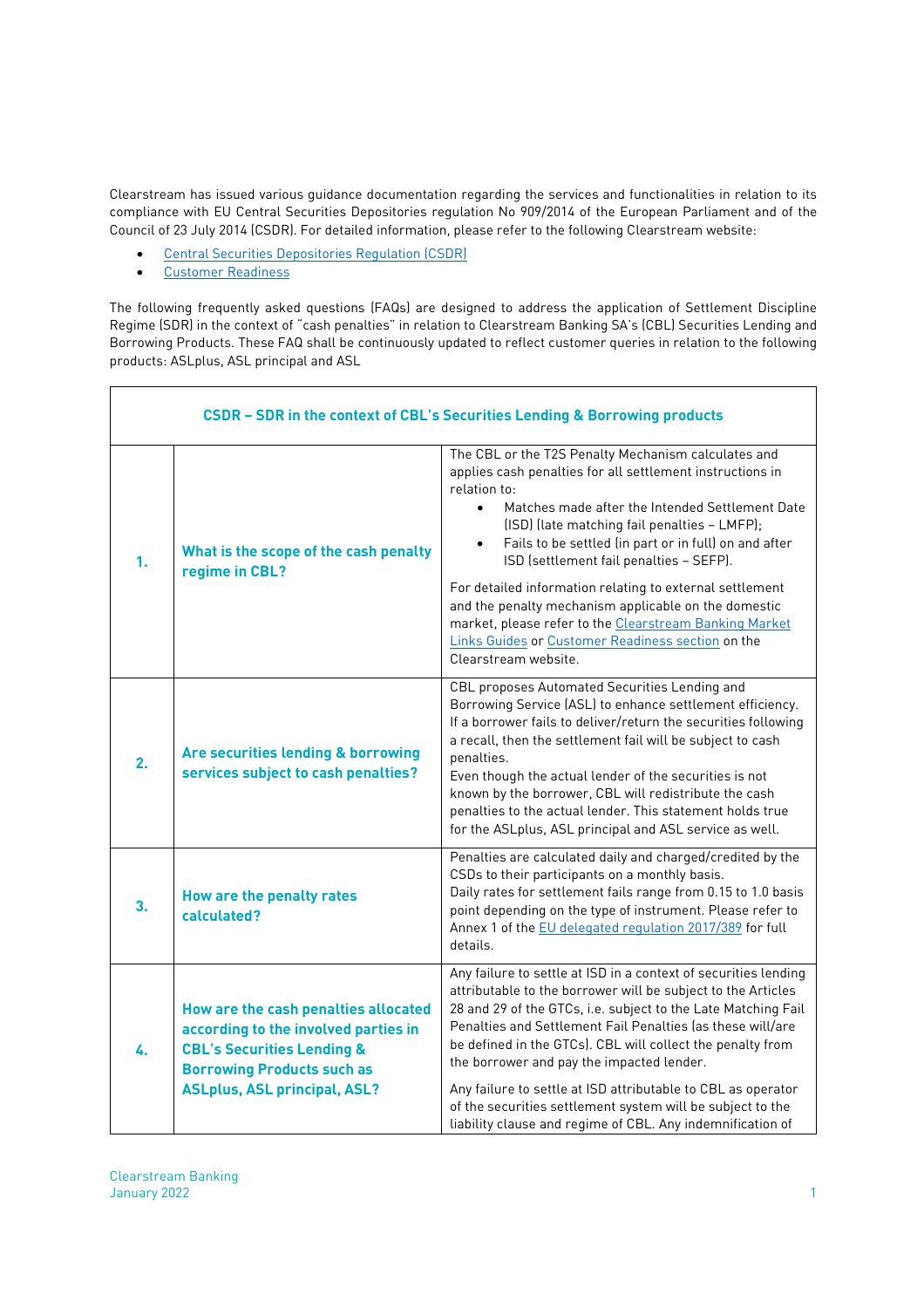Clearstream has issued various guidance documentation regarding the services and functionalities in relation to its compliance with EU Central Securities Depositories regulation No 909/2014 of the European Parliament and of the Council of 23 July 2014 (CSDR). For detailed information, please refer to the following Clearstream website:

- Central Securities Depositories Regulation (CSDR)
- Customer Readiness

The following frequently asked questions (FAQs) are designed to address the application of Settlement Discipline Regime (SDR) in the context of "cash penalties" in relation to Clearstream Banking SA's (CBL) Securities Lending and Borrowing Products. These FAQ shall be continuously updated to reflect customer queries in relation to the following products: ASLplus, ASL principal and ASL

| CSDR – SDR in the context of CBL's Securities Lending & Borrowing products | | |
|---|---|---|
| **1.** | **What is the scope of the cash penalty regime in CBL?** | The CBL or the T2S Penalty Mechanism calculates and applies cash penalties for all settlement instructions in relation to:<br>• Matches made after the Intended Settlement Date (ISD) (late matching fail penalties – LMFP);<br>• Fails to be settled (in part or in full) on and after ISD (settlement fail penalties – SEFP).<br><br>For detailed information relating to external settlement and the penalty mechanism applicable on the domestic market, please refer to the Clearstream Banking Market Links Guides or Customer Readiness section on the Clearstream website. |
| **2.** | **Are securities lending & borrowing services subject to cash penalties?** | CBL proposes Automated Securities Lending and Borrowing Service (ASL) to enhance settlement efficiency. If a borrower fails to deliver/return the securities following a recall, then the settlement fail will be subject to cash penalties.<br>Even though the actual lender of the securities is not known by the borrower, CBL will redistribute the cash penalties to the actual lender. This statement holds true for the ASLplus, ASL principal and ASL service as well. |
| **3.** | **How are the penalty rates calculated?** | Penalties are calculated daily and charged/credited by the CSDs to their participants on a monthly basis.<br>Daily rates for settlement fails range from 0.15 to 1.0 basis point depending on the type of instrument. Please refer to Annex 1 of the EU delegated regulation 2017/389 for full details. |
| **4.** | **How are the cash penalties allocated according to the involved parties in CBL's Securities Lending & Borrowing Products such as ASLplus, ASL principal, ASL?** | Any failure to settle at ISD in a context of securities lending attributable to the borrower will be subject to the Articles 28 and 29 of the GTCs, i.e. subject to the Late Matching Fail Penalties and Settlement Fail Penalties (as these will/are be defined in the GTCs). CBL will collect the penalty from the borrower and pay the impacted lender.<br><br>Any failure to settle at ISD attributable to CBL as operator of the securities settlement system will be subject to the liability clause and regime of CBL. Any indemnification of |

Clearstream Banking
January 2022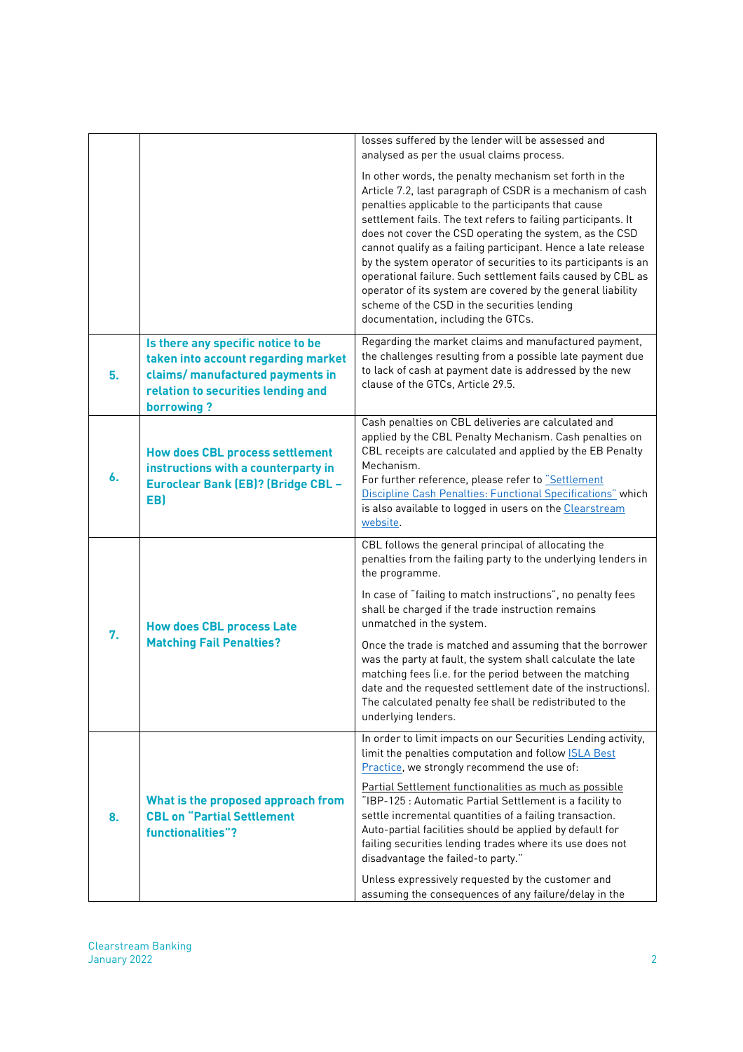| | | |
|---|---|---|
| | | losses suffered by the lender will be assessed and analysed as per the usual claims process.<br><br>In other words, the penalty mechanism set forth in the Article 7.2, last paragraph of CSDR is a mechanism of cash penalties applicable to the participants that cause settlement fails. The text refers to failing participants. It does not cover the CSD operating the system, as the CSD cannot qualify as a failing participant. Hence a late release by the system operator of securities to its participants is an operational failure. Such settlement fails caused by CBL as operator of its system are covered by the general liability scheme of the CSD in the securities lending documentation, including the GTCs. |
| **5.** | **Is there any specific notice to be taken into account regarding market claims/ manufactured payments in relation to securities lending and borrowing ?** | Regarding the market claims and manufactured payment, the challenges resulting from a possible late payment due to lack of cash at payment date is addressed by the new clause of the GTCs, Article 29.5. |
| **6.** | **How does CBL process settlement instructions with a counterparty in Euroclear Bank (EB)? (Bridge CBL – EB)** | Cash penalties on CBL deliveries are calculated and applied by the CBL Penalty Mechanism. Cash penalties on CBL receipts are calculated and applied by the EB Penalty Mechanism.<br>For further reference, please refer to "Settlement Discipline Cash Penalties: Functional Specifications" which is also available to logged in users on the Clearstream website. |
| **7.** | **How does CBL process Late Matching Fail Penalties?** | CBL follows the general principal of allocating the penalties from the failing party to the underlying lenders in the programme.<br><br>In case of "failing to match instructions", no penalty fees shall be charged if the trade instruction remains unmatched in the system.<br><br>Once the trade is matched and assuming that the borrower was the party at fault, the system shall calculate the late matching fees (i.e. for the period between the matching date and the requested settlement date of the instructions). The calculated penalty fee shall be redistributed to the underlying lenders. |
| **8.** | **What is the proposed approach from CBL on "Partial Settlement functionalities"?** | In order to limit impacts on our Securities Lending activity, limit the penalties computation and follow ISLA Best Practice, we strongly recommend the use of:<br><br>Partial Settlement functionalities as much as possible<br>"IBP-125 : Automatic Partial Settlement is a facility to settle incremental quantities of a failing transaction. Auto-partial facilities should be applied by default for failing securities lending trades where its use does not disadvantage the failed-to party."<br><br>Unless expressively requested by the customer and assuming the consequences of any failure/delay in the |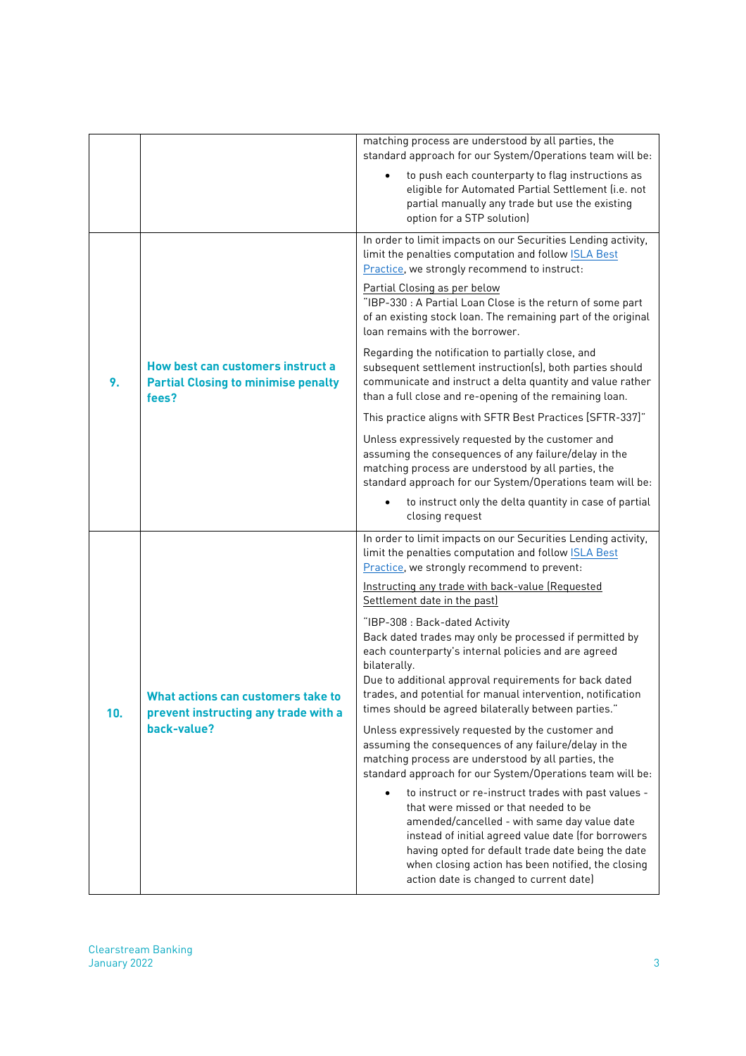| | | |
|---|---|---|
| | | matching process are understood by all parties, the standard approach for our System/Operations team will be:<br><br>• to push each counterparty to flag instructions as eligible for Automated Partial Settlement (i.e. not partial manually any trade but use the existing option for a STP solution) |
| 9. | **How best can customers instruct a Partial Closing to minimise penalty fees?** | In order to limit impacts on our Securities Lending activity, limit the penalties computation and follow ISLA Best Practice, we strongly recommend to instruct:<br><br>Partial Closing as per below<br>"IBP-330 : A Partial Loan Close is the return of some part of an existing stock loan. The remaining part of the original loan remains with the borrower.<br><br>Regarding the notification to partially close, and subsequent settlement instruction(s), both parties should communicate and instruct a delta quantity and value rather than a full close and re-opening of the remaining loan.<br><br>This practice aligns with SFTR Best Practices [SFTR-337]"<br><br>Unless expressively requested by the customer and assuming the consequences of any failure/delay in the matching process are understood by all parties, the standard approach for our System/Operations team will be:<br><br>• to instruct only the delta quantity in case of partial closing request |
| 10. | **What actions can customers take to prevent instructing any trade with a back-value?** | In order to limit impacts on our Securities Lending activity, limit the penalties computation and follow ISLA Best Practice, we strongly recommend to prevent:<br><br>Instructing any trade with back-value (Requested Settlement date in the past)<br><br>"IBP-308 : Back-dated Activity<br>Back dated trades may only be processed if permitted by each counterparty's internal policies and are agreed bilaterally.<br>Due to additional approval requirements for back dated trades, and potential for manual intervention, notification times should be agreed bilaterally between parties."<br><br>Unless expressively requested by the customer and assuming the consequences of any failure/delay in the matching process are understood by all parties, the standard approach for our System/Operations team will be:<br><br>• to instruct or re-instruct trades with past values - that were missed or that needed to be amended/cancelled - with same day value date instead of initial agreed value date (for borrowers having opted for default trade date being the date when closing action has been notified, the closing action date is changed to current date) |

Clearstream Banking
January 2022